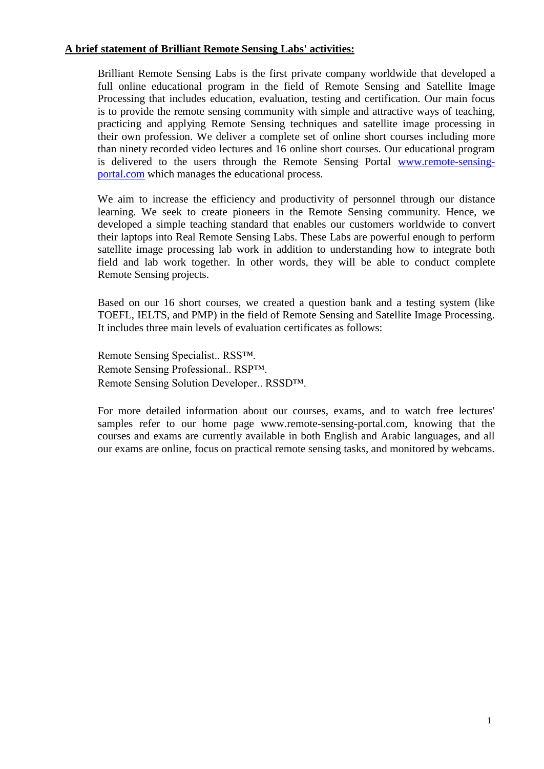**A brief statement of Brilliant Remote Sensing Labs' activities:**

Brilliant Remote Sensing Labs is the first private company worldwide that developed a full online educational program in the field of Remote Sensing and Satellite Image Processing that includes education, evaluation, testing and certification. Our main focus is to provide the remote sensing community with simple and attractive ways of teaching, practicing and applying Remote Sensing techniques and satellite image processing in their own profession. We deliver a complete set of online short courses including more than ninety recorded video lectures and 16 online short courses. Our educational program is delivered to the users through the Remote Sensing Portal [www.remote-sensing-portal.com](http://www.remote-sensing-portal.com) which manages the educational process.

We aim to increase the efficiency and productivity of personnel through our distance learning. We seek to create pioneers in the Remote Sensing community. Hence, we developed a simple teaching standard that enables our customers worldwide to convert their laptops into Real Remote Sensing Labs. These Labs are powerful enough to perform satellite image processing lab work in addition to understanding how to integrate both field and lab work together. In other words, they will be able to conduct complete Remote Sensing projects.

Based on our 16 short courses, we created a question bank and a testing system (like TOEFL, IELTS, and PMP) in the field of Remote Sensing and Satellite Image Processing. It includes three main levels of evaluation certificates as follows:

Remote Sensing Specialist.. RSS™.
Remote Sensing Professional.. RSP™.
Remote Sensing Solution Developer.. RSSD™.

For more detailed information about our courses, exams, and to watch free lectures' samples refer to our home page www.remote-sensing-portal.com, knowing that the courses and exams are currently available in both English and Arabic languages, and all our exams are online, focus on practical remote sensing tasks, and monitored by webcams.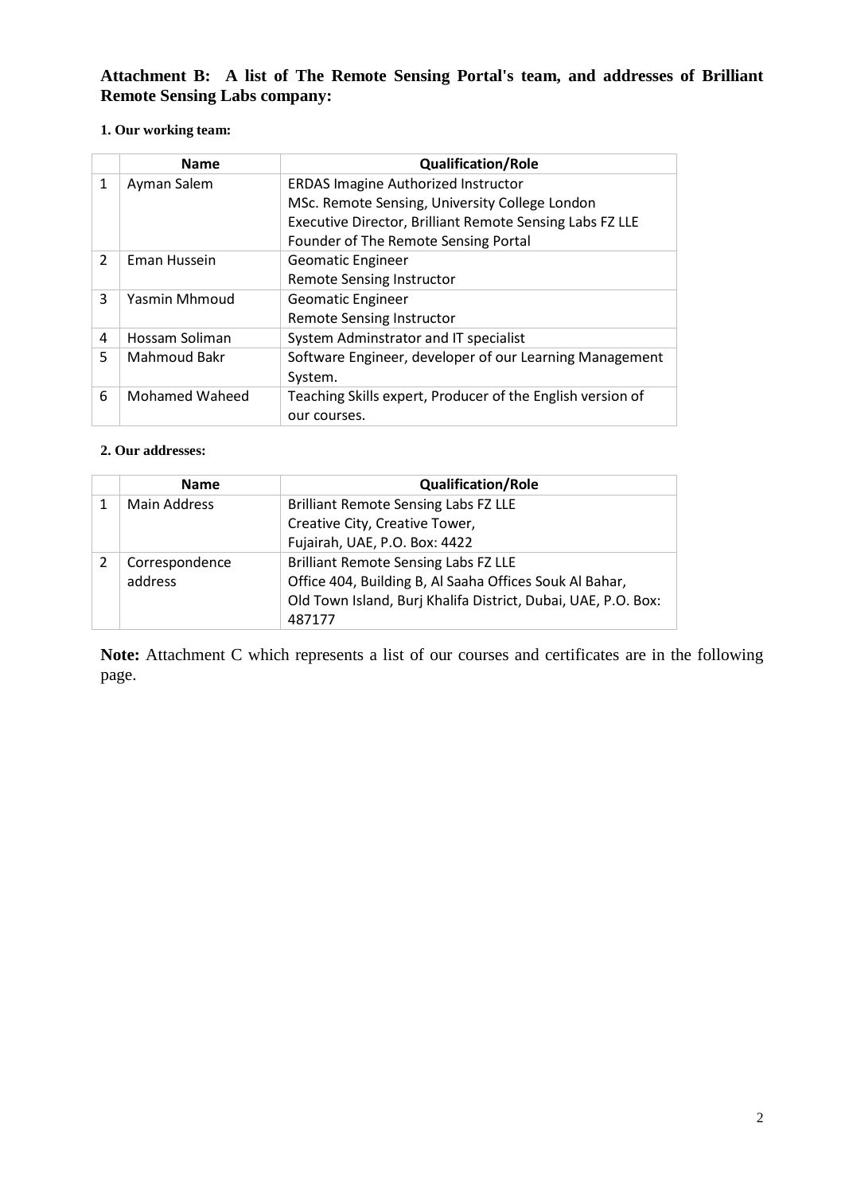## Attachment B: A list of The Remote Sensing Portal's team, and addresses of Brilliant Remote Sensing Labs company:

### 1. Our working team:

| | Name | Qualification/Role |
|---|---|---|
| 1 | Ayman Salem | ERDAS Imagine Authorized Instructor<br>MSc. Remote Sensing, University College London<br>Executive Director, Brilliant Remote Sensing Labs FZ LLE<br>Founder of The Remote Sensing Portal |
| 2 | Eman Hussein | Geomatic Engineer<br>Remote Sensing Instructor |
| 3 | Yasmin Mhmoud | Geomatic Engineer<br>Remote Sensing Instructor |
| 4 | Hossam Soliman | System Adminstrator and IT specialist |
| 5 | Mahmoud Bakr | Software Engineer, developer of our Learning Management System. |
| 6 | Mohamed Waheed | Teaching Skills expert, Producer of the English version of our courses. |

### 2. Our addresses:

| | Name | Qualification/Role |
|---|---|---|
| 1 | Main Address | Brilliant Remote Sensing Labs FZ LLE<br>Creative City, Creative Tower,<br>Fujairah, UAE, P.O. Box: 4422 |
| 2 | Correspondence address | Brilliant Remote Sensing Labs FZ LLE<br>Office 404, Building B, Al Saaha Offices Souk Al Bahar,<br>Old Town Island, Burj Khalifa District, Dubai, UAE, P.O. Box: 487177 |

**Note:** Attachment C which represents a list of our courses and certificates are in the following page.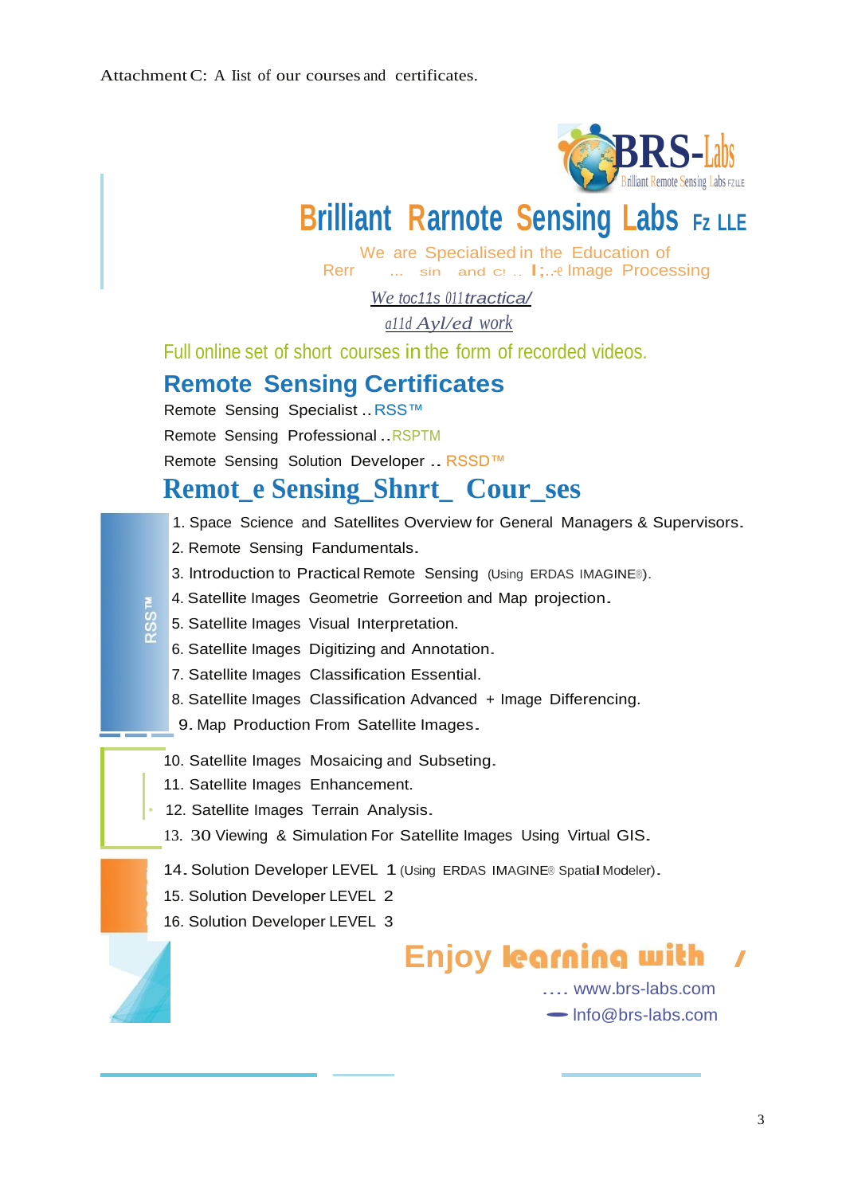Attachment C: A list of our courses and certificates.

BRS-Labs
Brilliant Remote Sensing Labs FZ LLE

# Brilliant Rarnote Sensing Labs Fz LLE

We are Specialised in the Education of
Rerr ... sin and c! .. I;..-e Image Processing

*We toc11s 011tractica/*

*a11d Ayl/ed work*

Full online set of short courses in the form of recorded videos.

## Remote Sensing Certificates

Remote Sensing Specialist .. RSS™

Remote Sensing Professional .. RSPTM

Remote Sensing Solution Developer .. RSSD™

## Remot_e Sensing_Shnrt_ Cour_ses

RSS™

1. Space Science and Satellites Overview for General Managers & Supervisors.
2. Remote Sensing Fandumentals.
3. Introduction to Practical Remote Sensing (Using ERDAS IMAGINE®).
4. Satellite Images Geometrie Gorreetion and Map projection.
5. Satellite Images Visual Interpretation.
6. Satellite Images Digitizing and Annotation.
7. Satellite Images Classification Essential.
8. Satellite Images Classification Advanced + Image Differencing.
9. Map Production From Satellite Images.
10. Satellite Images Mosaicing and Subseting.
11. Satellite Images Enhancement.
12. Satellite Images Terrain Analysis.
13. 30 Viewing & Simulation For Satellite Images Using Virtual GIS.
14. Solution Developer LEVEL 1 (Using ERDAS IMAGINE® Spatial Modeler).
15. Solution Developer LEVEL 2
16. Solution Developer LEVEL 3

Enjoy learning with /

.... www.brs-labs.com

Info@brs-labs.com